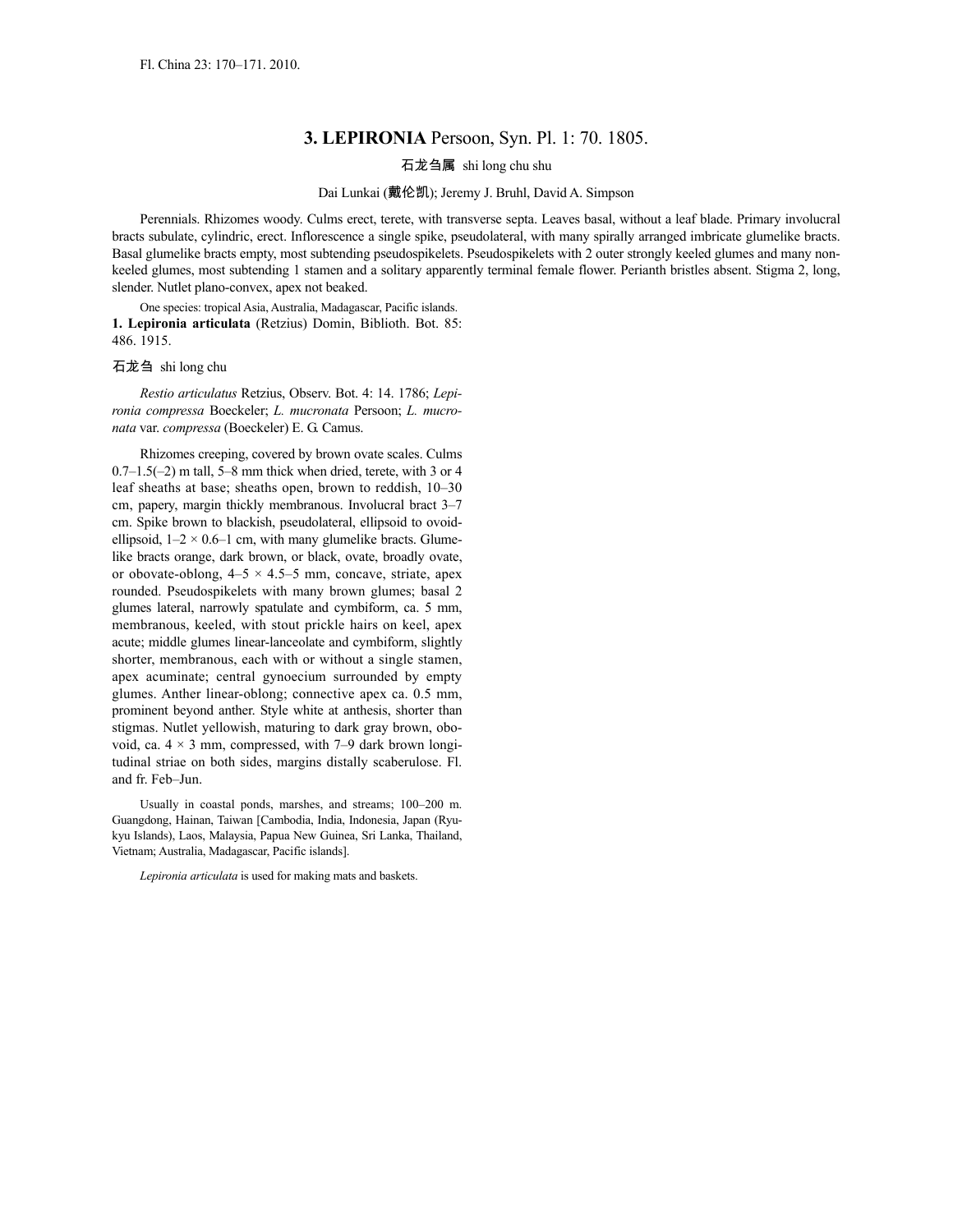Fl. China 23: 170–171. 2010.

# 3. LEPIRONIA Persoon, Syn. Pl. 1: 70. 1805.

石龙刍属 shi long chu shu

Dai Lunkai (戴伦凯); Jeremy J. Bruhl, David A. Simpson

Perennials. Rhizomes woody. Culms erect, terete, with transverse septa. Leaves basal, without a leaf blade. Primary involucral bracts subulate, cylindric, erect. Inflorescence a single spike, pseudolateral, with many spirally arranged imbricate glumelike bracts. Basal glumelike bracts empty, most subtending pseudospikelets. Pseudospikelets with 2 outer strongly keeled glumes and many non-keeled glumes, most subtending 1 stamen and a solitary apparently terminal female flower. Perianth bristles absent. Stigma 2, long, slender. Nutlet plano-convex, apex not beaked.

One species: tropical Asia, Australia, Madagascar, Pacific islands.

**1. Lepironia articulata** (Retzius) Domin, Biblioth. Bot. 85: 486. 1915.

石龙刍 shi long chu

*Restio articulatus* Retzius, Observ. Bot. 4: 14. 1786; *Lepironia compressa* Boeckeler; *L. mucronata* Persoon; *L. mucronata* var. *compressa* (Boeckeler) E. G. Camus.

Rhizomes creeping, covered by brown ovate scales. Culms 0.7–1.5(–2) m tall, 5–8 mm thick when dried, terete, with 3 or 4 leaf sheaths at base; sheaths open, brown to reddish, 10–30 cm, papery, margin thickly membranous. Involucral bract 3–7 cm. Spike brown to blackish, pseudolateral, ellipsoid to ovoid-ellipsoid, 1–2 × 0.6–1 cm, with many glumelike bracts. Glumelike bracts orange, dark brown, or black, ovate, broadly ovate, or obovate-oblong, 4–5 × 4.5–5 mm, concave, striate, apex rounded. Pseudospikelets with many brown glumes; basal 2 glumes lateral, narrowly spatulate and cymbiform, ca. 5 mm, membranous, keeled, with stout prickle hairs on keel, apex acute; middle glumes linear-lanceolate and cymbiform, slightly shorter, membranous, each with or without a single stamen, apex acuminate; central gynoecium surrounded by empty glumes. Anther linear-oblong; connective apex ca. 0.5 mm, prominent beyond anther. Style white at anthesis, shorter than stigmas. Nutlet yellowish, maturing to dark gray brown, obovoid, ca. 4 × 3 mm, compressed, with 7–9 dark brown longitudinal striae on both sides, margins distally scaberulose. Fl. and fr. Feb–Jun.

Usually in coastal ponds, marshes, and streams; 100–200 m. Guangdong, Hainan, Taiwan [Cambodia, India, Indonesia, Japan (Ryukyu Islands), Laos, Malaysia, Papua New Guinea, Sri Lanka, Thailand, Vietnam; Australia, Madagascar, Pacific islands].

*Lepironia articulata* is used for making mats and baskets.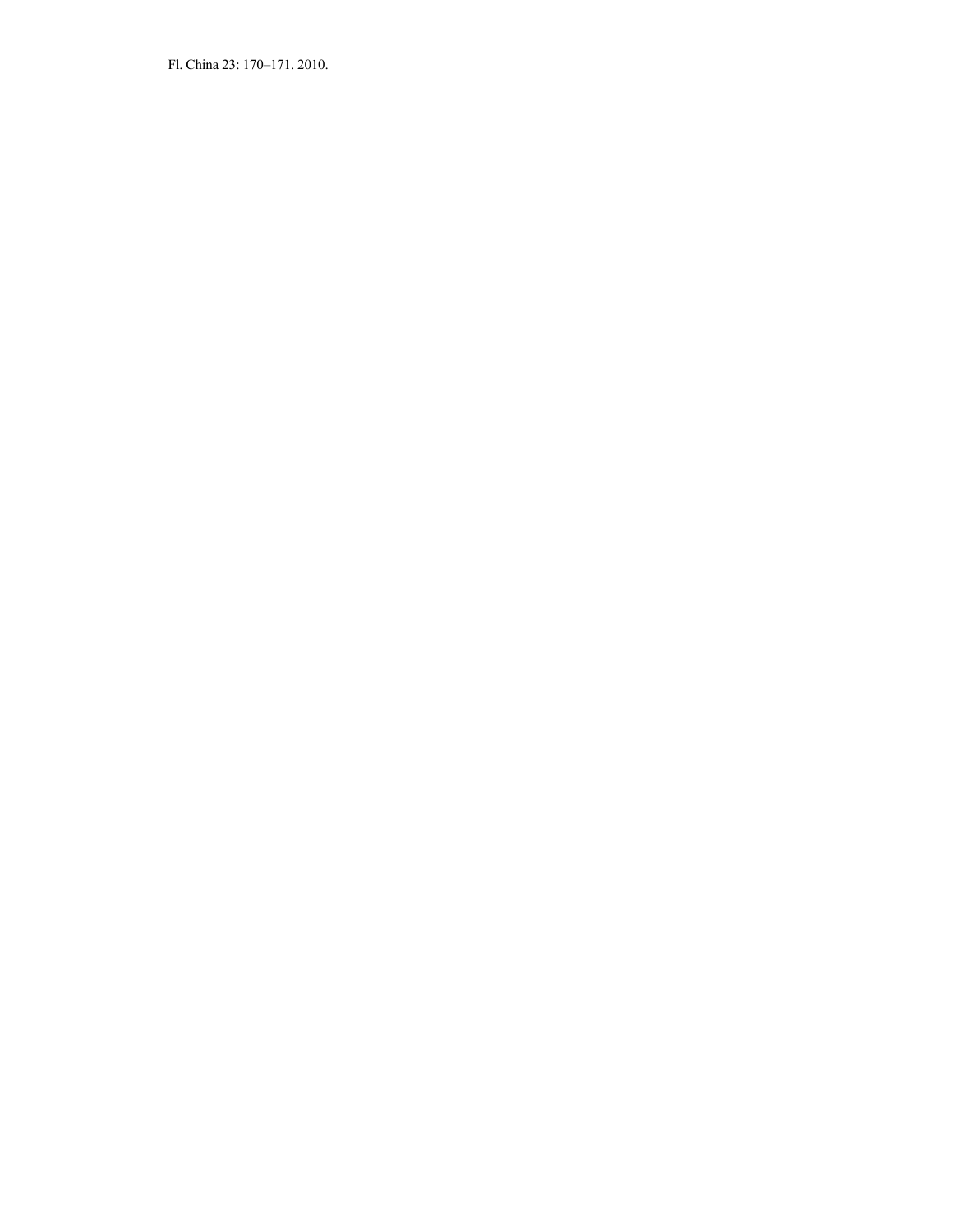Fl. China 23: 170–171. 2010.